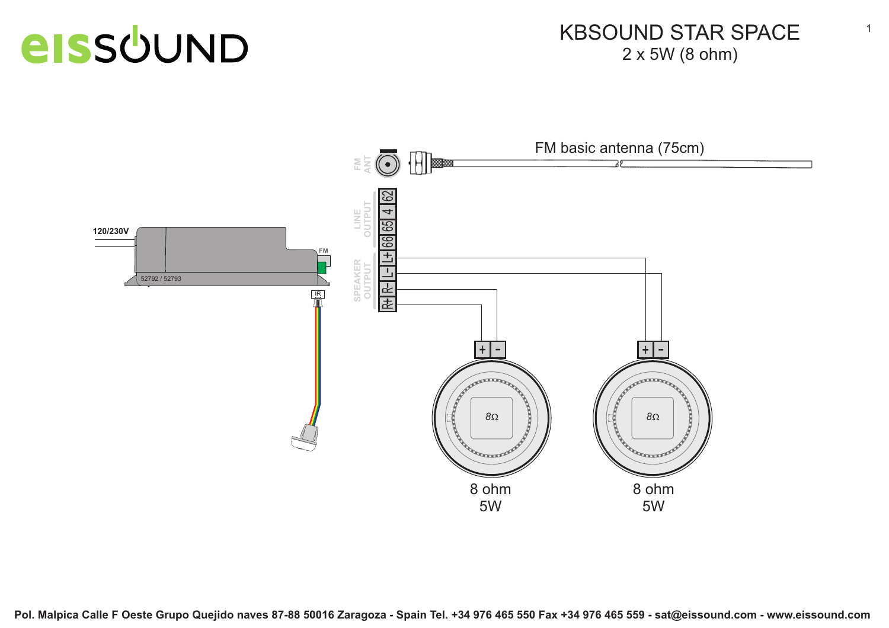# KBSOUND STAR SPACE

2 x 5W (8 ohm)

FM basic antenna (75cm)

FM ANT

LINE OUTPUT: 62, 4, 65, 66

SPEAKER OUTPUT: L+, L-, R-, R+

120/230V

FM

52792 / 52793

IR

\+ -

8Ω

8 ohm
5W

\+ -

8Ω

8 ohm
5W

**Pol. Malpica Calle F Oeste Grupo Quejido naves 87-88 50016 Zaragoza - Spain Tel. +34 976 465 550 Fax +34 976 465 559 - sat@eissound.com - www.eissound.com**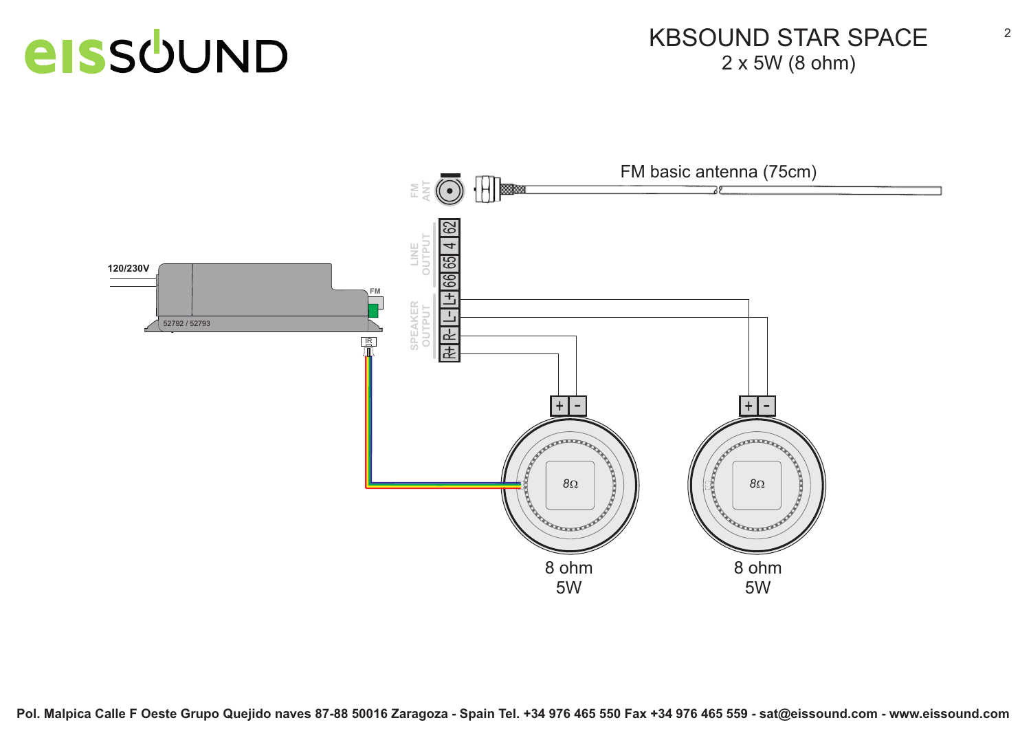# KBSOUND STAR SPACE

2 x 5W (8 ohm)

FM basic antenna (75cm)

FM ANT

LINE OUTPUT: 62 | 4 | 65 | 66

SPEAKER OUTPUT: L+ | L- | R- | R+

120/230V

FM

52792 / 52793

IR

8Ω

8 ohm
5W

8Ω

8 ohm
5W

Pol. Malpica Calle F Oeste Grupo Quejido naves 87-88 50016 Zaragoza - Spain Tel. +34 976 465 550 Fax +34 976 465 559 - sat@eissound.com - www.eissound.com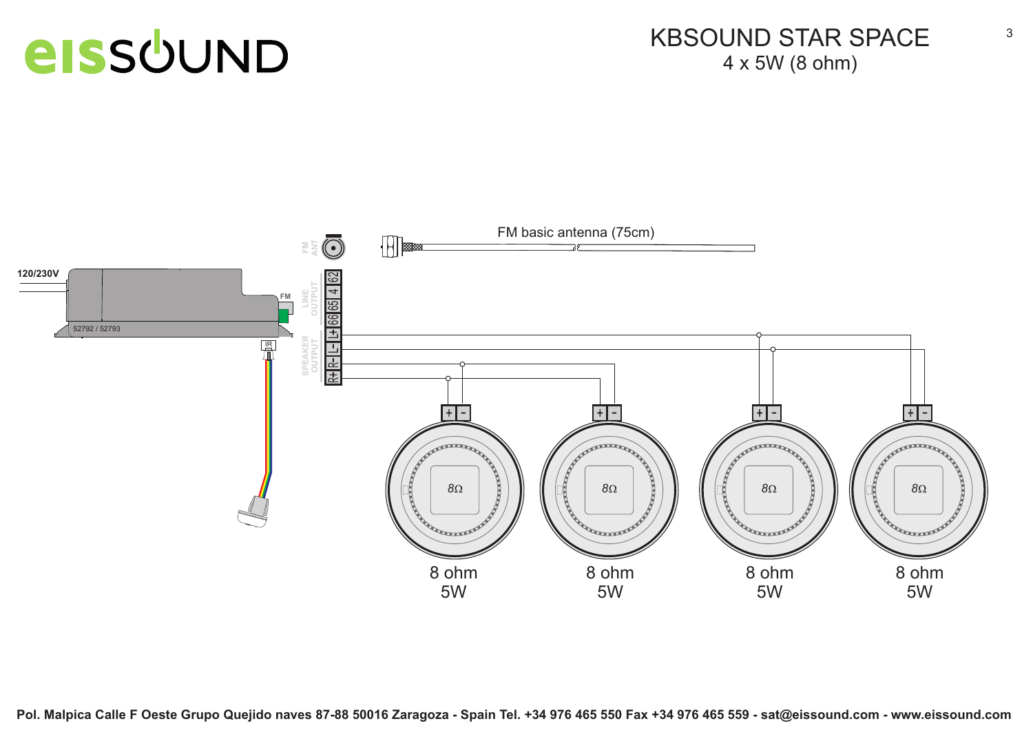# KBSOUND STAR SPACE

## 4 x 5W (8 ohm)

120/230V

FM

52792 / 52793

IR

FM ANT

FM basic antenna (75cm)

LINE OUTPUT

62 4 65 66

SPEAKER OUTPUT

L+ L- R- R+

+ -

8Ω

8 ohm
5W

8 ohm
5W

8 ohm
5W

8 ohm
5W

Pol. Malpica Calle F Oeste Grupo Quejido naves 87-88 50016 Zaragoza - Spain Tel. +34 976 465 550 Fax +34 976 465 559 - sat@eissound.com - www.eissound.com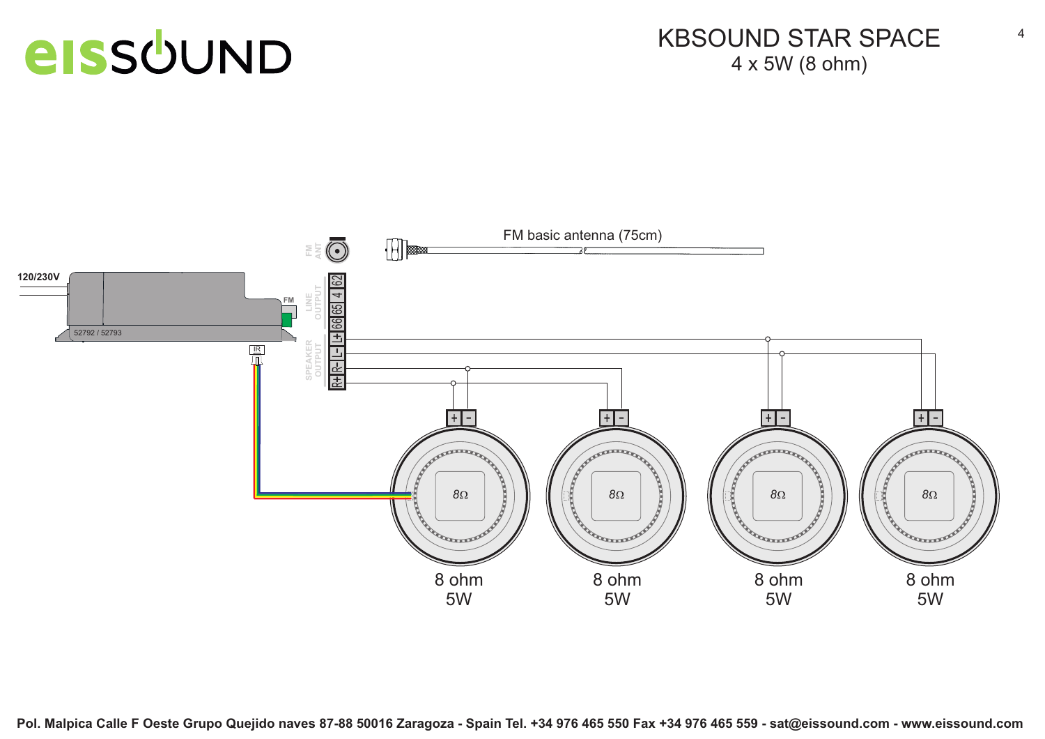# KBSOUND STAR SPACE

4 x 5W (8 ohm)

FM basic antenna (75cm)

120/230V

FM

52792 / 52793

IR

FM ANT

LINE OUTPUT

SPEAKER OUTPUT

62 | 4 | 65 | 66 | L+ | L- | R- | R+

| 8 ohm | 8 ohm | 8 ohm | 8 ohm |
| --- | --- | --- | --- |
| 5W | 5W | 5W | 5W |

Pol. Malpica Calle F Oeste Grupo Quejido naves 87-88 50016 Zaragoza - Spain Tel. +34 976 465 550 Fax +34 976 465 559 - sat@eissound.com - www.eissound.com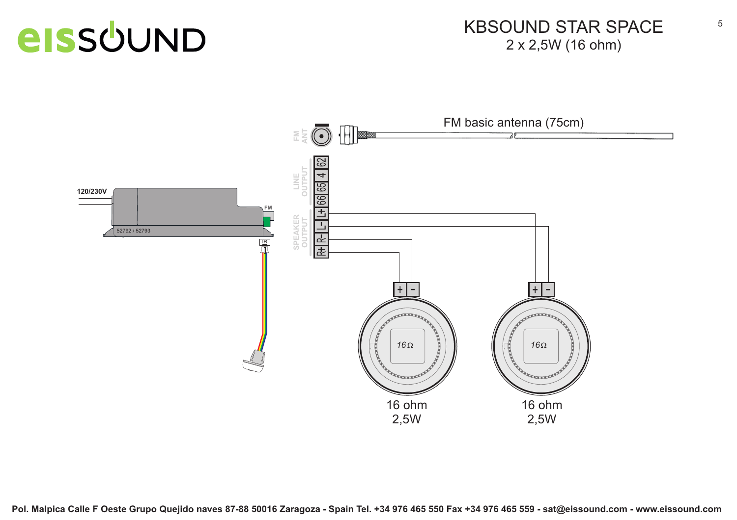# KBSOUND STAR SPACE

2 x 2,5W (16 ohm)

FM basic antenna (75cm)

FM ANT

LINE OUTPUT 62 4 65 66

SPEAKER OUTPUT L+ L- R- R+

120/230V

FM

52792 / 52793

IR

+ -

16Ω

16 ohm
2,5W

+ -

16Ω

16 ohm
2,5W

**Pol. Malpica Calle F Oeste Grupo Quejido naves 87-88 50016 Zaragoza - Spain Tel. +34 976 465 550 Fax +34 976 465 559 - sat@eissound.com - www.eissound.com**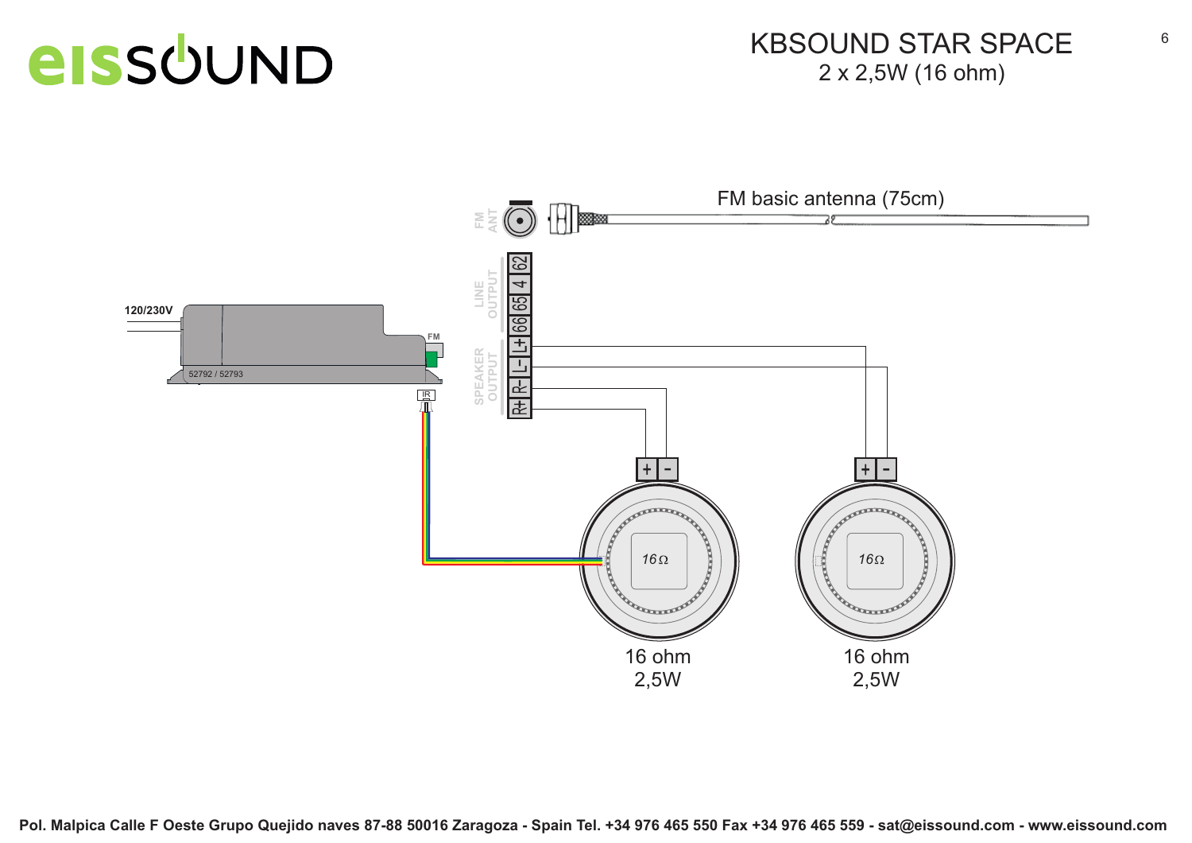# KBSOUND STAR SPACE

2 x 2,5W (16 ohm)

FM basic antenna (75cm)

FM ANT

LINE OUTPUT

62 4 65 66

SPEAKER OUTPUT

L+ L- R- R+

120/230V

FM

52792 / 52793

IR

16Ω

16Ω

16 ohm
2,5W

16 ohm
2,5W

Pol. Malpica Calle F Oeste Grupo Quejido naves 87-88 50016 Zaragoza - Spain Tel. +34 976 465 550 Fax +34 976 465 559 - sat@eissound.com - www.eissound.com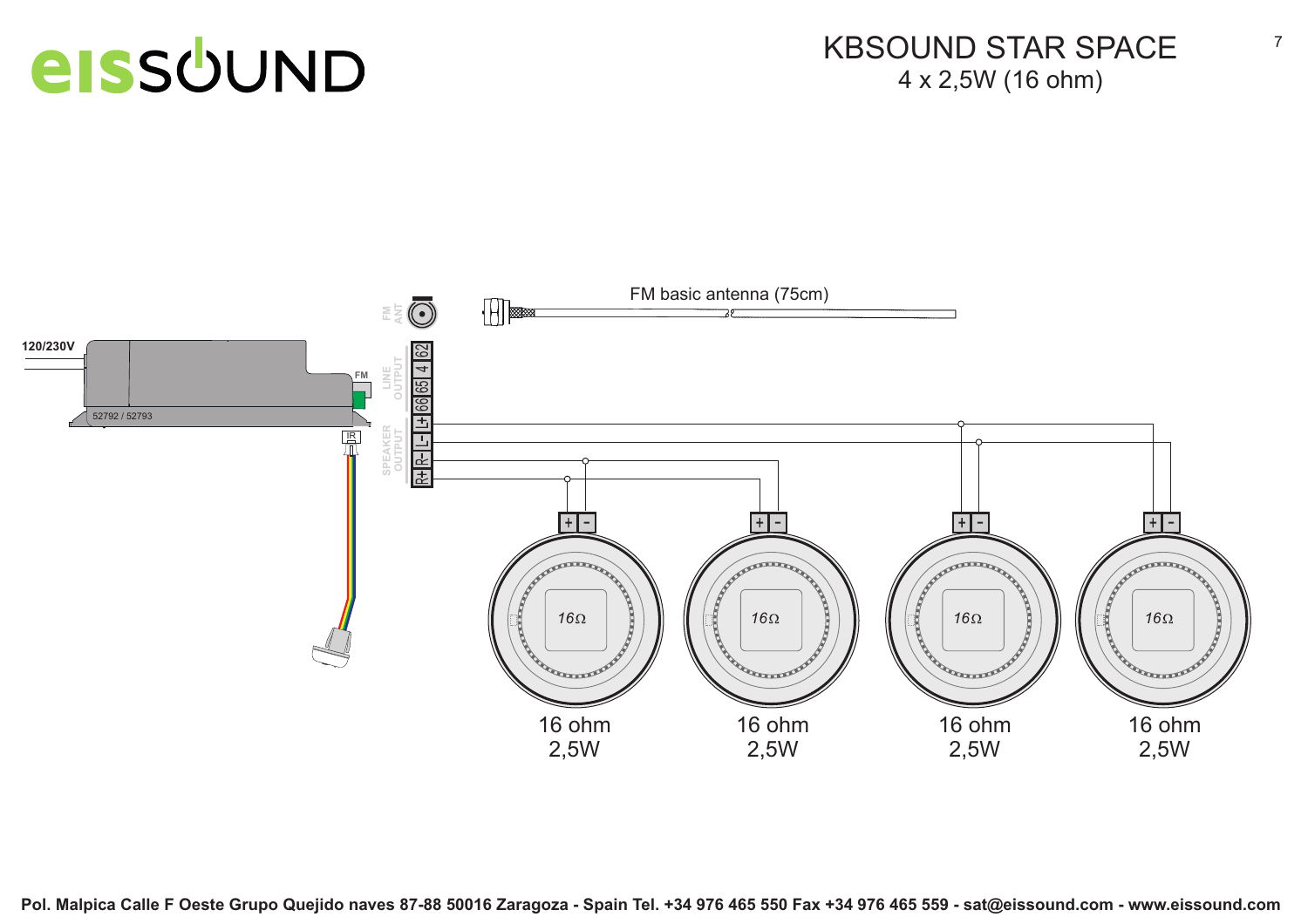# KBSOUND STAR SPACE

## 4 x 2,5W (16 ohm)

FM basic antenna (75cm)

120/230V

FM

52792 / 52793

IR

FM ANT

LINE OUTPUT

62 | 4 | 65 | 66

SPEAKER OUTPUT

L+ | L- | R- | R+

16 ohm
2,5W

16 ohm
2,5W

16 ohm
2,5W

16 ohm
2,5W

Pol. Malpica Calle F Oeste Grupo Quejido naves 87-88 50016 Zaragoza - Spain Tel. +34 976 465 550 Fax +34 976 465 559 - sat@eissound.com - www.eissound.com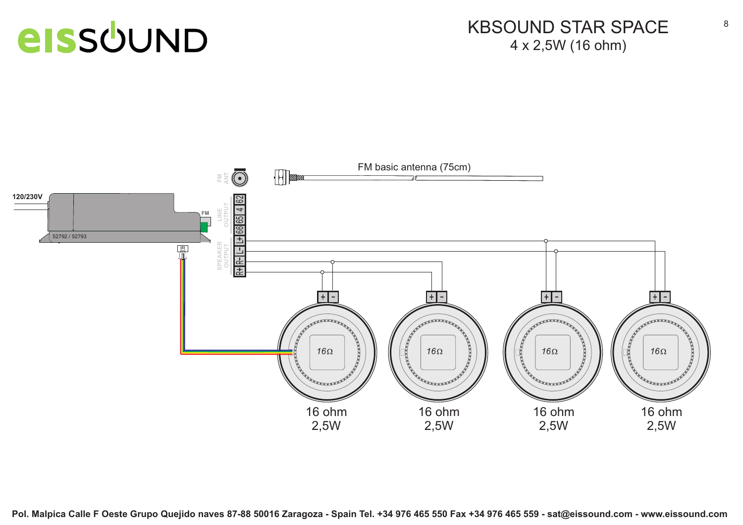# KBSOUND STAR SPACE
## 4 x 2,5W (16 ohm)

FM basic antenna (75cm)

120/230V

FM

52792 / 52793

IR

FM ANT

LINE OUTPUT 62 4 65 66

SPEAKER OUTPUT L+ L- R- R+

16Ω

16 ohm
2,5W

16Ω

16 ohm
2,5W

16Ω

16 ohm
2,5W

16Ω

16 ohm
2,5W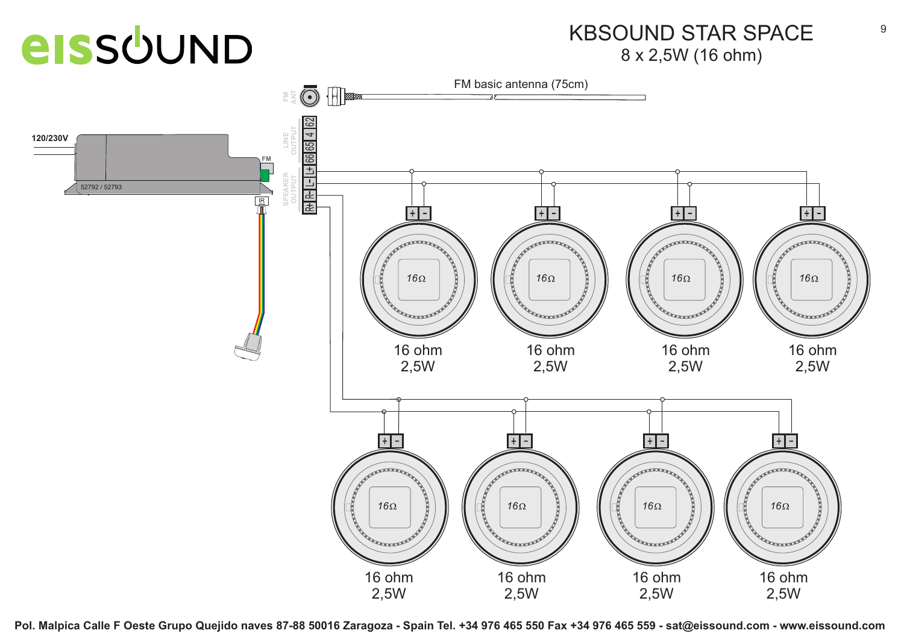# KBSOUND STAR SPACE

## 8 x 2,5W (16 ohm)

FM basic antenna (75cm)

120/230V

FM

52792 / 52793

IR

FM ANT

LINE OUTPUT 62 4 65 66

SPEAKER OUTPUT L+ L- R- R+

16 ohm 2,5W

16 ohm 2,5W

16 ohm 2,5W

16 ohm 2,5W

16 ohm 2,5W

16 ohm 2,5W

16 ohm 2,5W

16 ohm 2,5W

**Pol. Malpica Calle F Oeste Grupo Quejido naves 87-88 50016 Zaragoza - Spain Tel. +34 976 465 550 Fax +34 976 465 559 - sat@eissound.com - www.eissound.com**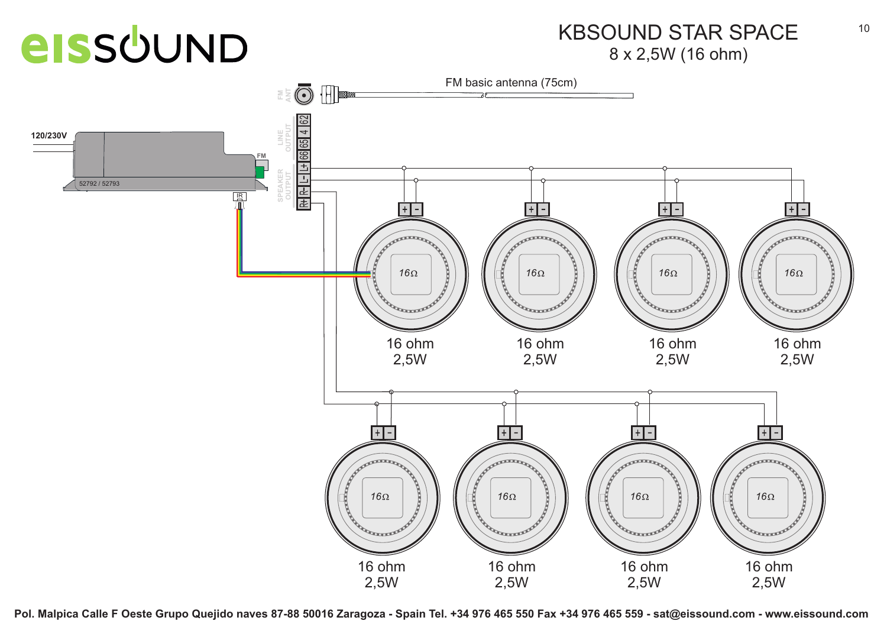# KBSOUND STAR SPACE

## 8 x 2,5W (16 ohm)

FM basic antenna (75cm)

FM ANT

LINE OUTPUT 62 4 65 66

SPEAKER OUTPUT L+ L- R- R+

120/230V

FM

52792 / 52793

IR

16 ohm 2,5W

16 ohm 2,5W

16 ohm 2,5W

16 ohm 2,5W

16 ohm 2,5W

16 ohm 2,5W

16 ohm 2,5W

16 ohm 2,5W

**Pol. Malpica Calle F Oeste Grupo Quejido naves 87-88 50016 Zaragoza - Spain Tel. +34 976 465 550 Fax +34 976 465 559 - sat@eissound.com - www.eissound.com**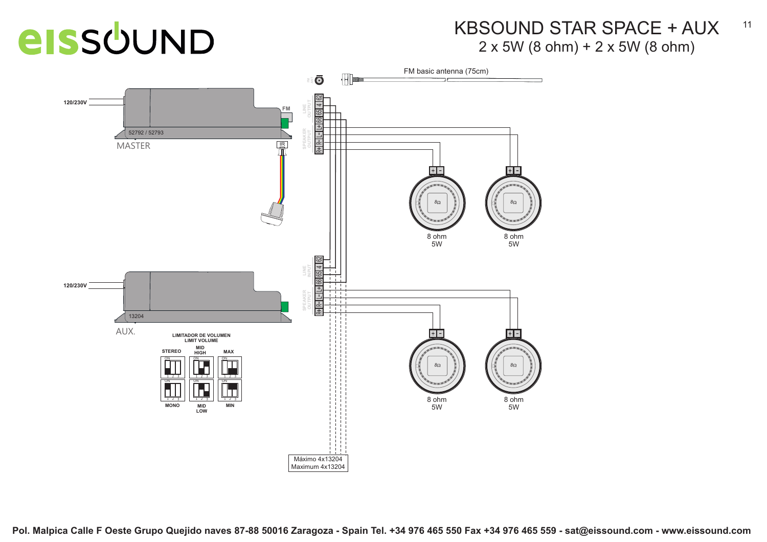# KBSOUND STAR SPACE + AUX

## 2 x 5W (8 ohm) + 2 x 5W (8 ohm)

FM basic antenna (75cm)

120/230V

FM

52792 / 52793

MASTER

IR

LINE OUTPUT: 62 | 4 | 65 | 66

SPEAKER OUTPUT: L+ | L- | R- | R+

8 ohm 5W

8 ohm 5W

LINE INPUT: 62 | 4 | 65 | 66

SPEAKER OUTPUT: L+ | L- | R- | R+

120/230V

13204

AUX.

**LIMITADOR DE VOLUMEN**
**LIMIT VOLUME**

**STEREO** | **MID HIGH** | **MAX**

**MONO** | **MID LOW** | **MIN**

8 ohm 5W

8 ohm 5W

Máximo 4x13204
Maximum 4x13204

**Pol. Malpica Calle F Oeste Grupo Quejido naves 87-88 50016 Zaragoza - Spain Tel. +34 976 465 550 Fax +34 976 465 559 - sat@eissound.com - www.eissound.com**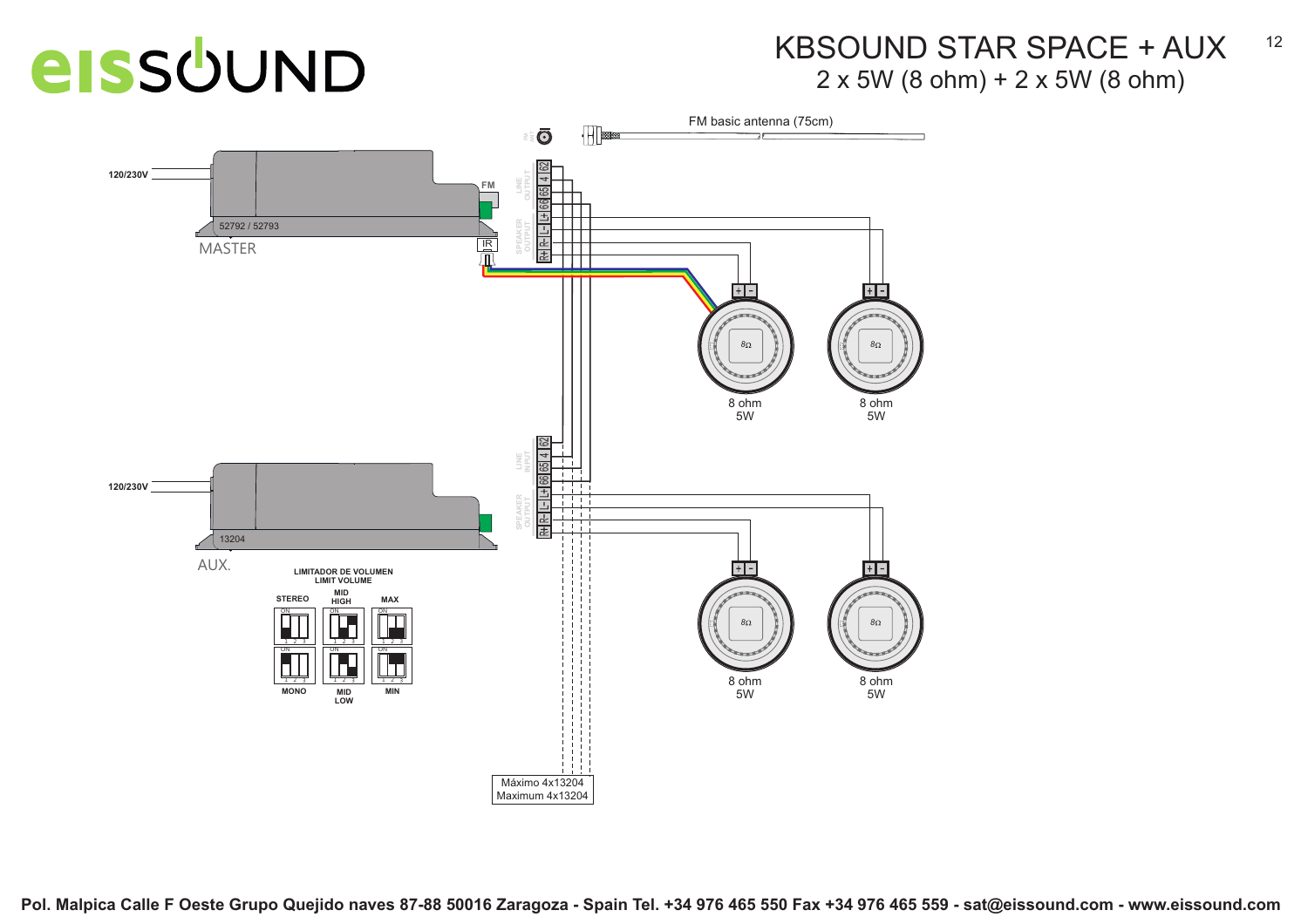# KBSOUND STAR SPACE + AUX

## 2 x 5W (8 ohm) + 2 x 5W (8 ohm)

FM basic antenna (75cm)

120/230V

FM

52792 / 52793

MASTER

IR

LINE OUTPUT: 62 | 4 | 65 | 66

SPEAKER OUTPUT: L+ | L- | R- | R+

8 ohm 5W

8 ohm 5W

120/230V

13204

AUX.

LINE INPUT: 62 | 4 | 65 | 66

SPEAKER OUTPUT: L+ | L- | R- | R+

8 ohm 5W

8 ohm 5W

**LIMITADOR DE VOLUMEN**
**LIMIT VOLUME**

| STEREO | MID HIGH | MAX |
|---|---|---|
| MONO | MID LOW | MIN |

Máximo 4x13204
Maximum 4x13204

**Pol. Malpica Calle F Oeste Grupo Quejido naves 87-88 50016 Zaragoza - Spain Tel. +34 976 465 550 Fax +34 976 465 559 - sat@eissound.com - www.eissound.com**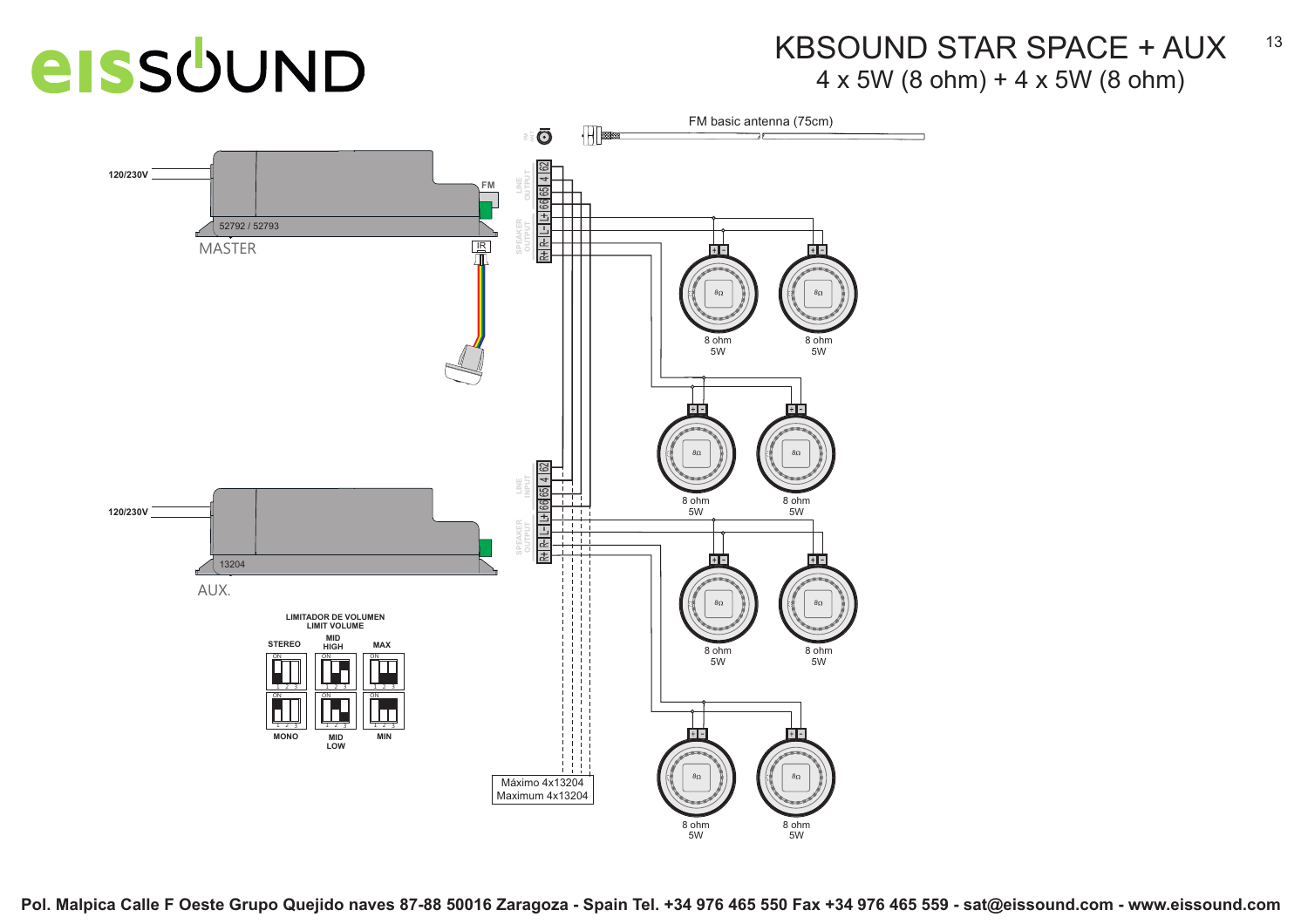# KBSOUND STAR SPACE + AUX

## 4 x 5W (8 ohm) + 4 x 5W (8 ohm)

FM basic antenna (75cm)

120/230V

FM

52792 / 52793

MASTER

IR

LINE OUTPUT 62 4 65 66

SPEAKER OUTPUT L+ L- R- R+

8 ohm 5W

8 ohm 5W

8 ohm 5W

8 ohm 5W

120/230V

13204

AUX.

LINE INPUT 62 4 65 66

SPEAKER OUTPUT L+ L- R- R+

8 ohm 5W

8 ohm 5W

8 ohm 5W

8 ohm 5W

LIMITADOR DE VOLUMEN
LIMIT VOLUME

STEREO | MID HIGH | MAX

MONO | MID LOW | MIN

Máximo 4x13204
Maximum 4x13204

**Pol. Malpica Calle F Oeste Grupo Quejido naves 87-88 50016 Zaragoza - Spain Tel. +34 976 465 550 Fax +34 976 465 559 - sat@eissound.com - www.eissound.com**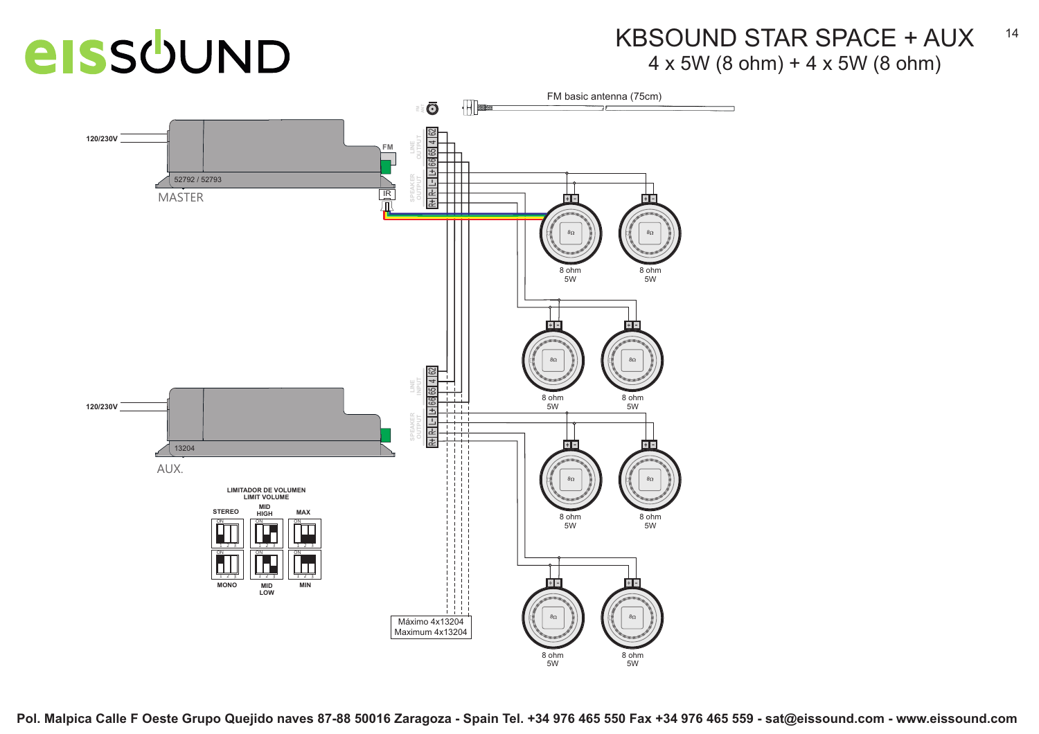# KBSOUND STAR SPACE + AUX

## 4 x 5W (8 ohm) + 4 x 5W (8 ohm)

FM basic antenna (75cm)

120/230V

52792 / 52793

MASTER

FM

IR

LINE OUTPUT

SPEAKER OUTPUT

R+ R- L- L+ 66 65 4 62

8 ohm
5W

120/230V

13204

AUX.

LINE INPUT

SPEAKER OUTPUT

R+ R- L- L+ 66 65 4 62

**LIMITADOR DE VOLUMEN**
**LIMIT VOLUME**

**STEREO** | **MID HIGH** | **MAX**

**MONO** | **MID LOW** | **MIN**

Máximo 4x13204
Maximum 4x13204

**Pol. Malpica Calle F Oeste Grupo Quejido naves 87-88 50016 Zaragoza - Spain Tel. +34 976 465 550 Fax +34 976 465 559 - sat@eissound.com - www.eissound.com**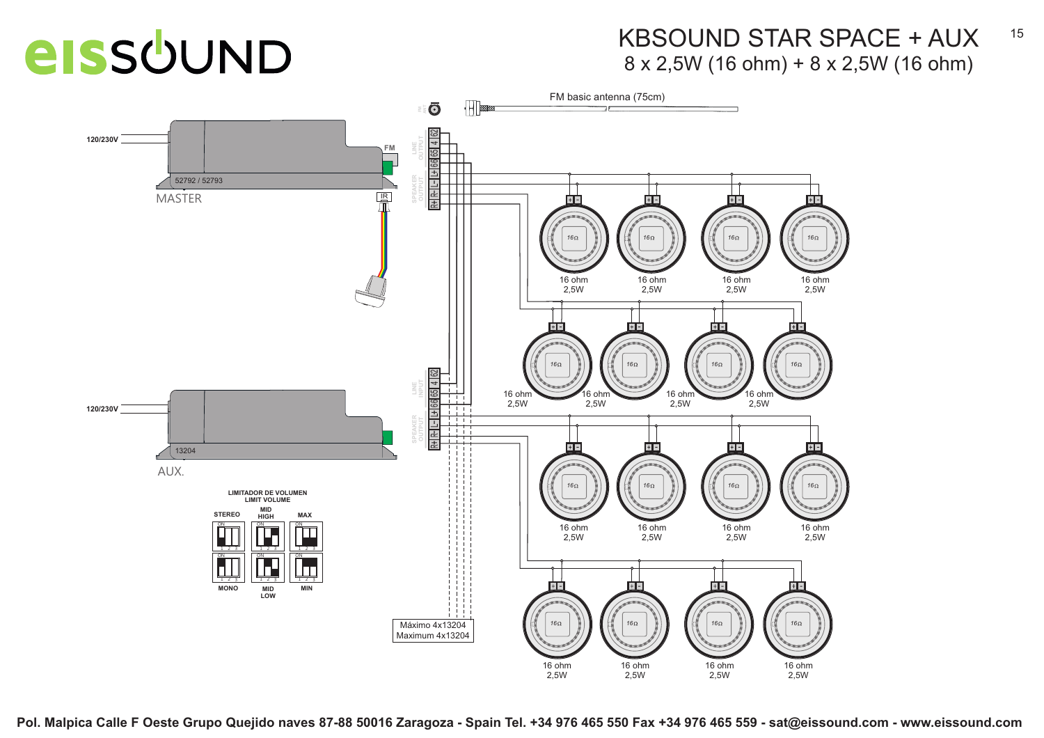# KBSOUND STAR SPACE + AUX

8 x 2,5W (16 ohm) + 8 x 2,5W (16 ohm)

FM basic antenna (75cm)

120/230V

FM

52792 / 52793

MASTER

IR

LINE OUTPUT 62 4 65 66

SPEAKER OUTPUT L+ L- R- R+

16 ohm 2,5W

LINE INPUT 62 4 65 66

SPEAKER OUTPUT L+ L- R- R+

120/230V

13204

AUX.

LIMITADOR DE VOLUMEN
LIMIT VOLUME

STEREO | MID HIGH | MAX

MONO | MID LOW | MIN

Máximo 4x13204
Maximum 4x13204

Pol. Malpica Calle F Oeste Grupo Quejido naves 87-88 50016 Zaragoza - Spain Tel. +34 976 465 550 Fax +34 976 465 559 - sat@eissound.com - www.eissound.com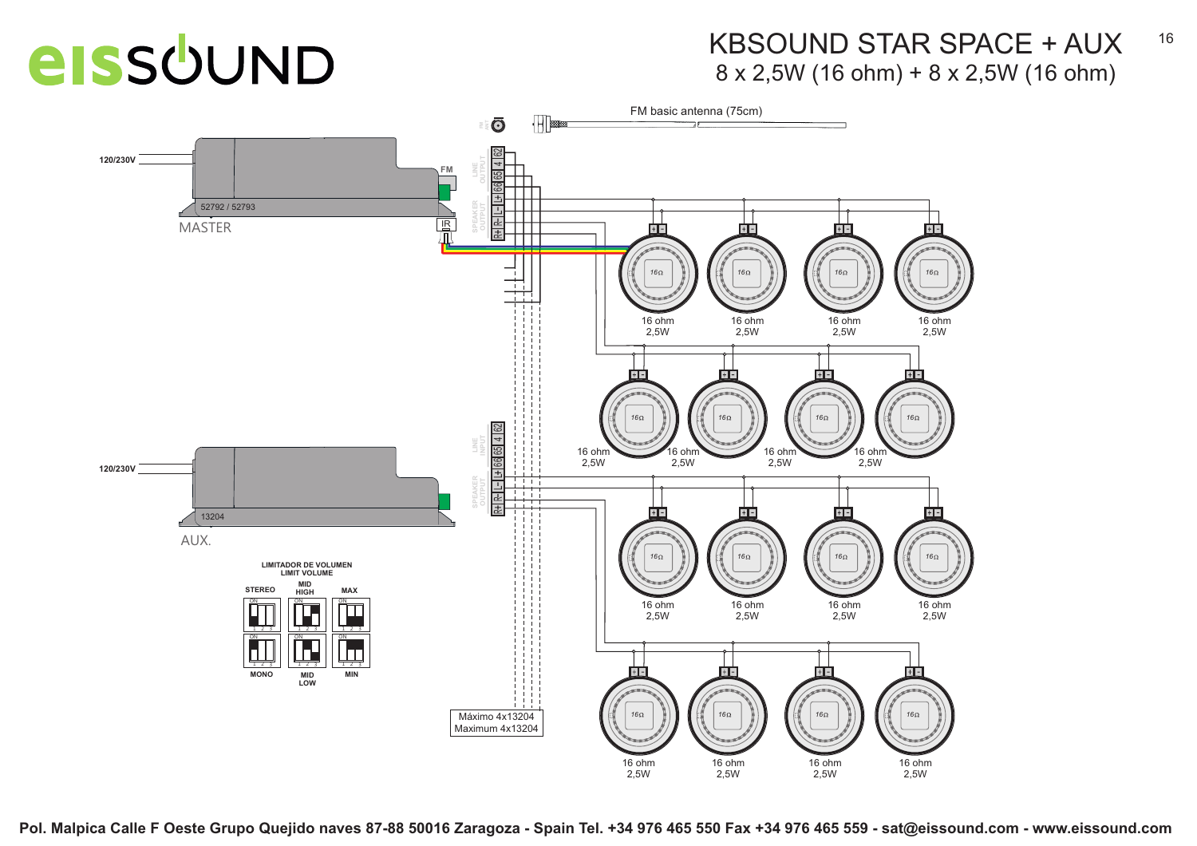# KBSOUND STAR SPACE + AUX

8 x 2,5W (16 ohm) + 8 x 2,5W (16 ohm)

FM basic antenna (75cm)

120/230V

FM

52792 / 52793

MASTER

IR

LINE OUTPUT

SPEAKER OUTPUT

R+ R- L- L+ 66 65 4 62

16 ohm 2,5W

16Ω

120/230V

13204

AUX.

LINE INPUT

SPEAKER OUTPUT

R+ R- L- L+ 66 65 4 62

Máximo 4x13204
Maximum 4x13204

LIMITADOR DE VOLUMEN
LIMIT VOLUME

STEREO | MID HIGH | MAX

MONO | MID LOW | MIN

ON

1 2 3

Pol. Malpica Calle F Oeste Grupo Quejido naves 87-88 50016 Zaragoza - Spain Tel. +34 976 465 550 Fax +34 976 465 559 - sat@eissound.com - www.eissound.com